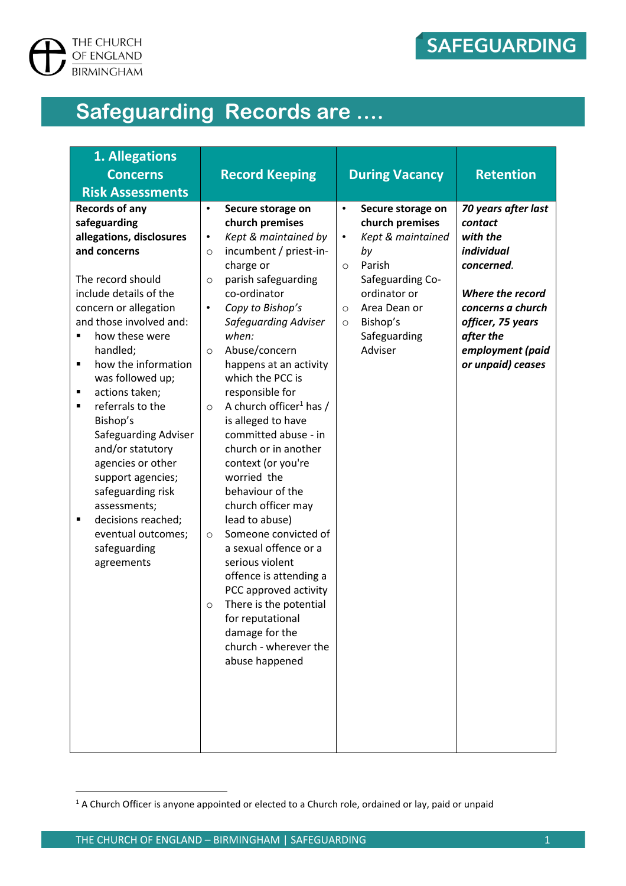# Safeguarding Records are ….

| 1. Allegations Concerns Risk Assessments | Record Keeping | During Vacancy | Retention |
|---|---|---|---|
| **Records of any safeguarding allegations, disclosures and concerns**<br><br>The record should include details of the concern or allegation and those involved and:<br>▪ how these were handled;<br>▪ how the information was followed up;<br>▪ actions taken;<br>▪ referrals to the Bishop's Safeguarding Adviser and/or statutory agencies or other support agencies; safeguarding risk assessments;<br>▪ decisions reached; eventual outcomes; safeguarding agreements | • **Secure storage on church premises**<br>• *Kept & maintained by*<br>○ incumbent / priest-in-charge or<br>○ parish safeguarding co-ordinator<br>• *Copy to Bishop's Safeguarding Adviser when:*<br>○ Abuse/concern happens at an activity which the PCC is responsible for<br>○ A church officer[1] has / is alleged to have committed abuse - in church or in another context (or you're worried the behaviour of the church officer may lead to abuse)<br>○ Someone convicted of a sexual offence or a serious violent offence is attending a PCC approved activity<br>○ There is the potential for reputational damage for the church - wherever the abuse happened | • **Secure storage on church premises**<br>• *Kept & maintained by*<br>○ Parish Safeguarding Co-ordinator or<br>○ Area Dean or<br>○ Bishop's Safeguarding Adviser | ***70 years after last contact with the individual concerned.***<br><br>***Where the record concerns a church officer, 75 years after the employment (paid or unpaid) ceases*** |

[1] A Church Officer is anyone appointed or elected to a Church role, ordained or lay, paid or unpaid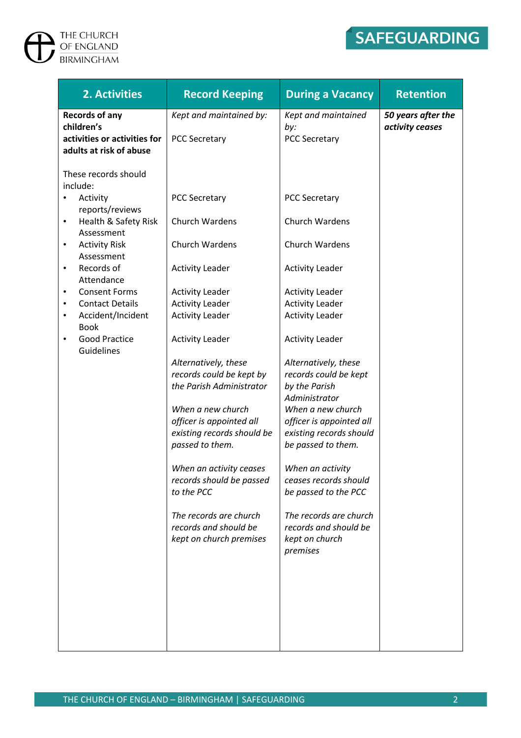| 2. Activities | Record Keeping | During a Vacancy | Retention |
|---|---|---|---|
| **Records of any children's activities or activities for adults at risk of abuse** | *Kept and maintained by:* PCC Secretary | *Kept and maintained by:* PCC Secretary | ***50 years after the activity ceases*** |
| These records should include: | | | |
| • Activity reports/reviews | PCC Secretary | PCC Secretary | |
| • Health & Safety Risk Assessment | Church Wardens | Church Wardens | |
| • Activity Risk Assessment | Church Wardens | Church Wardens | |
| • Records of Attendance | Activity Leader | Activity Leader | |
| • Consent Forms | Activity Leader | Activity Leader | |
| • Contact Details | Activity Leader | Activity Leader | |
| • Accident/Incident Book | Activity Leader | Activity Leader | |
| • Good Practice Guidelines | Activity Leader | Activity Leader | |
| | *Alternatively, these records could be kept by the Parish Administrator* | *Alternatively, these records could be kept by the Parish Administrator* | |
| | *When a new church officer is appointed all existing records should be passed to them.* | *When a new church officer is appointed all existing records should be passed to them.* | |
| | *When an activity ceases records should be passed to the PCC* | *When an activity ceases records should be passed to the PCC* | |
| | *The records are church records and should be kept on church premises* | *The records are church records and should be kept on church premises* | |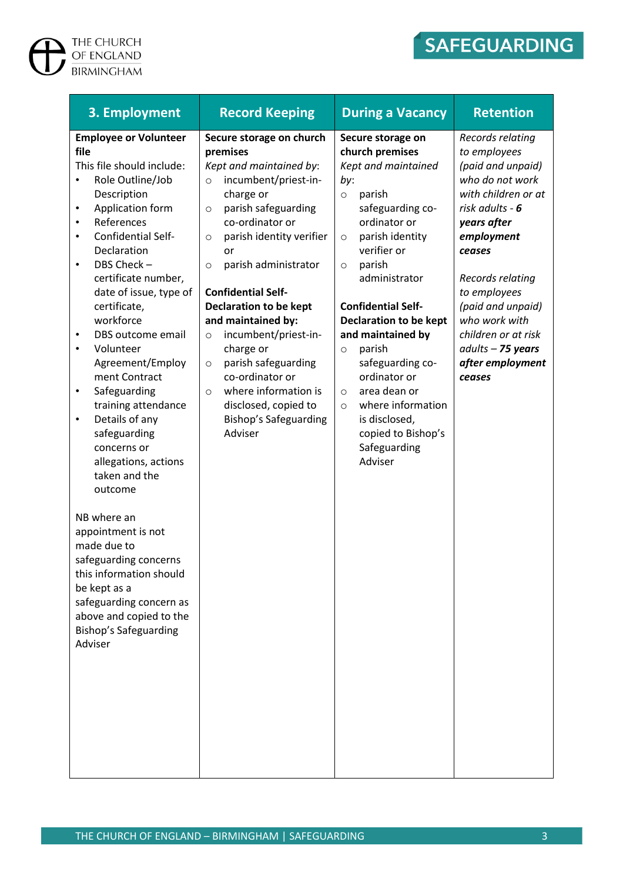| 3. Employment | Record Keeping | During a Vacancy | Retention |
|---|---|---|---|
| **Employee or Volunteer file**<br>This file should include:<br>• Role Outline/Job Description<br>• Application form<br>• References<br>• Confidential Self-Declaration<br>• DBS Check – certificate number, date of issue, type of certificate, workforce<br>• DBS outcome email<br>• Volunteer Agreement/Employment Contract<br>• Safeguarding training attendance<br>• Details of any safeguarding concerns or allegations, actions taken and the outcome<br><br>NB where an appointment is not made due to safeguarding concerns this information should be kept as a safeguarding concern as above and copied to the Bishop's Safeguarding Adviser | **Secure storage on church premises**<br>*Kept and maintained by*:<br>○ incumbent/priest-in-charge or<br>○ parish safeguarding co-ordinator or<br>○ parish identity verifier or<br>○ parish administrator<br><br>**Confidential Self-Declaration to be kept and maintained by:**<br>○ incumbent/priest-in-charge or<br>○ parish safeguarding co-ordinator or<br>○ where information is disclosed, copied to Bishop's Safeguarding Adviser | **Secure storage on church premises**<br>*Kept and maintained by*:<br>○ parish safeguarding co-ordinator or<br>○ parish identity verifier or<br>○ parish administrator<br><br>**Confidential Self-Declaration to be kept and maintained by**<br>○ parish safeguarding co-ordinator or<br>○ area dean or<br>○ where information is disclosed, copied to Bishop's Safeguarding Adviser | *Records relating to employees (paid and unpaid) who do not work with children or at risk adults -* ***6 years after employment ceases***<br><br>*Records relating to employees (paid and unpaid) who work with children or at risk adults –* ***75 years after employment ceases*** |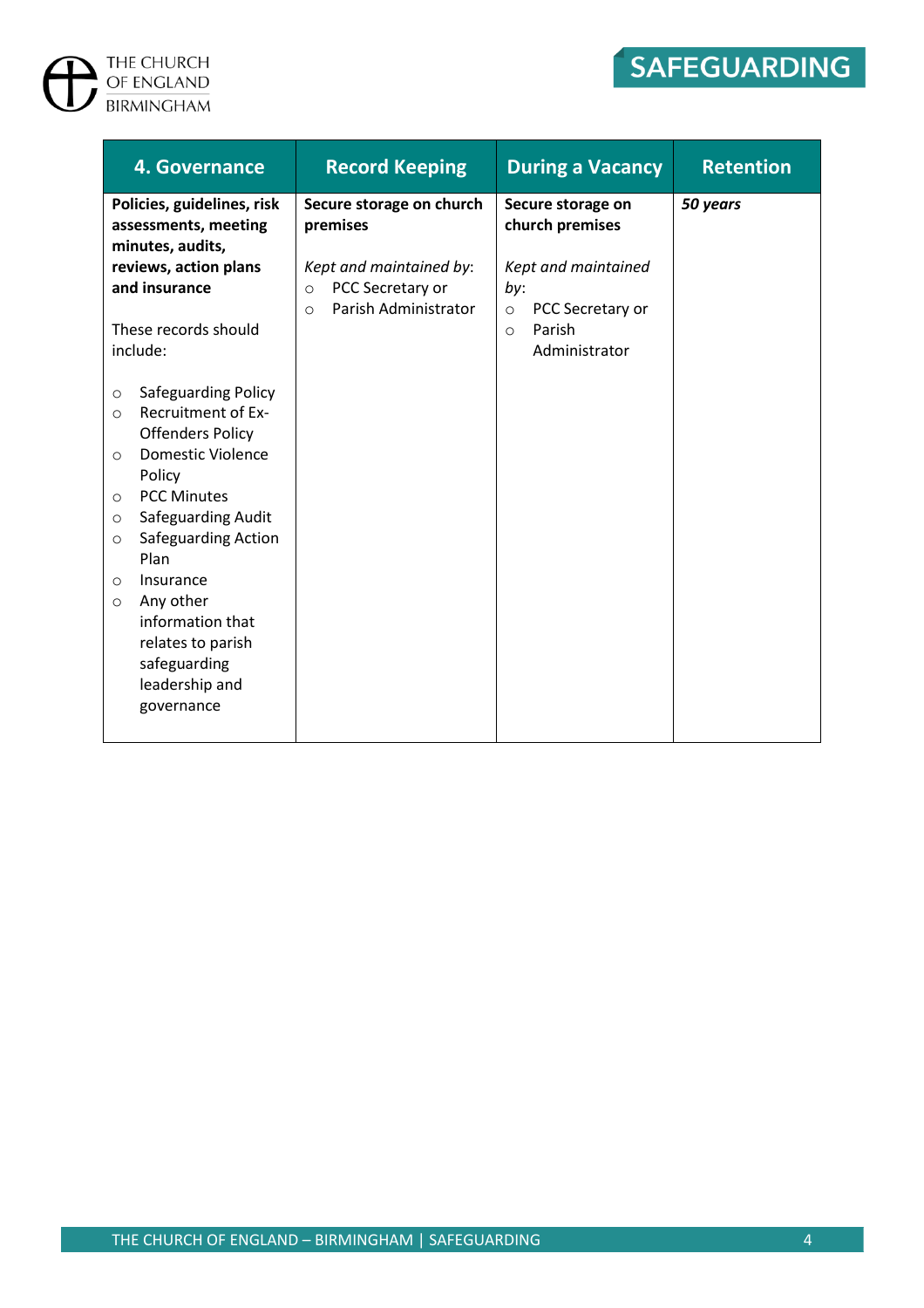| 4. Governance | Record Keeping | During a Vacancy | Retention |
|---|---|---|---|
| **Policies, guidelines, risk assessments, meeting minutes, audits, reviews, action plans and insurance**<br><br>These records should include:<br><br>○ Safeguarding Policy<br>○ Recruitment of Ex-Offenders Policy<br>○ Domestic Violence Policy<br>○ PCC Minutes<br>○ Safeguarding Audit<br>○ Safeguarding Action Plan<br>○ Insurance<br>○ Any other information that relates to parish safeguarding leadership and governance | **Secure storage on church premises**<br><br>*Kept and maintained by*:<br>○ PCC Secretary or<br>○ Parish Administrator | **Secure storage on church premises**<br><br>*Kept and maintained by*:<br>○ PCC Secretary or<br>○ Parish Administrator | ***50 years*** |